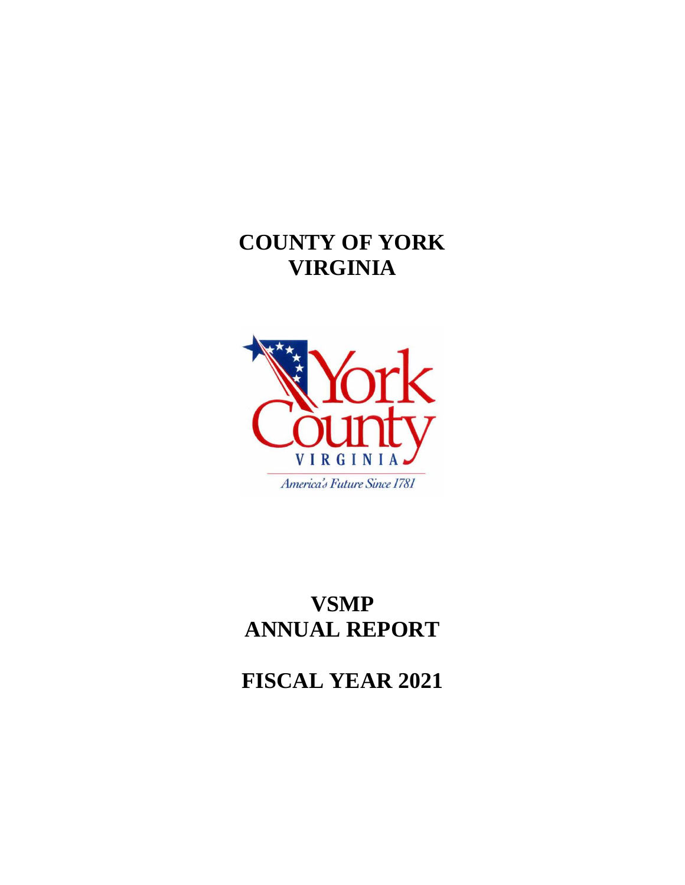# COUNTY OF YORK
# VIRGINIA

York County
VIRGINIA
*America's Future Since 1781*

# VSMP
# ANNUAL REPORT

# FISCAL YEAR 2021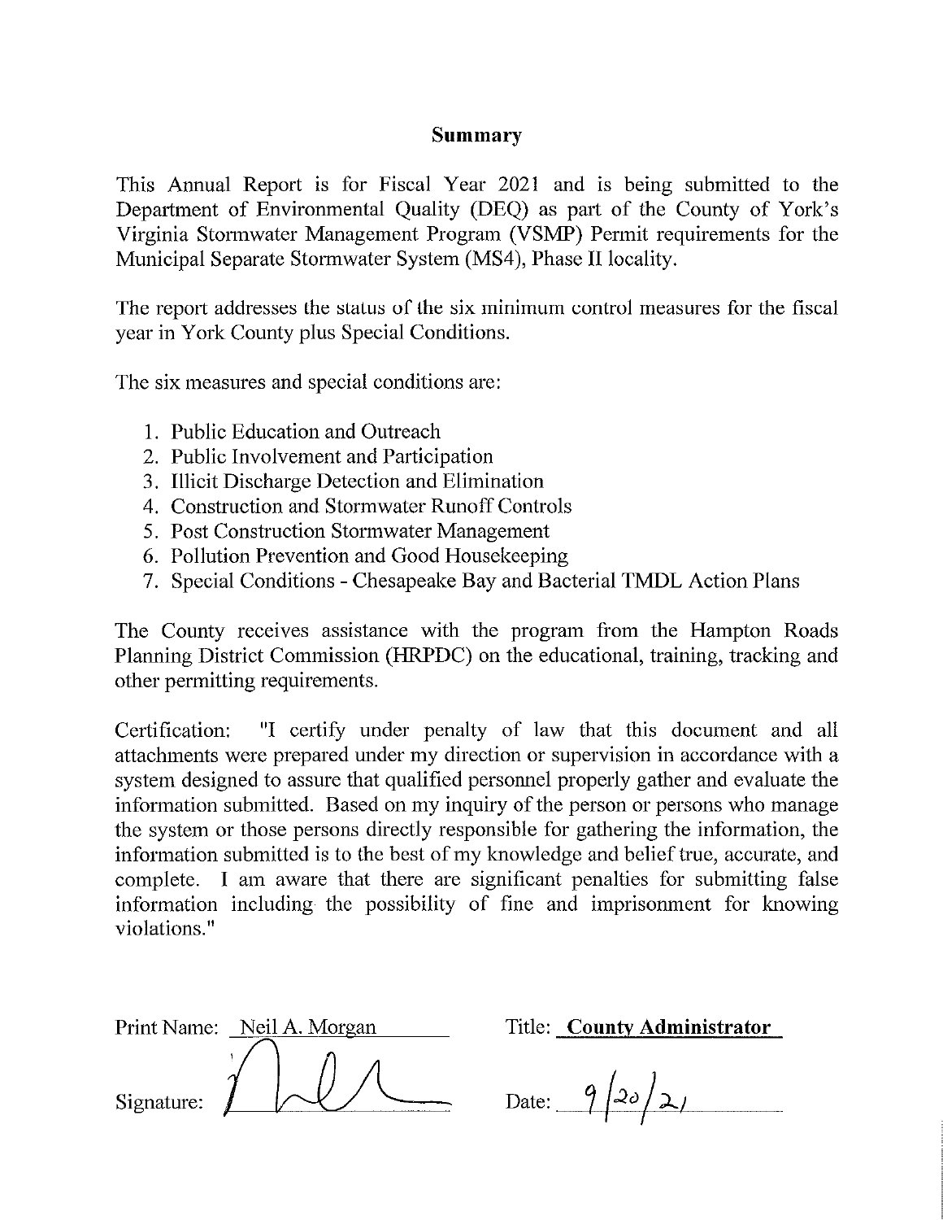## Summary

This Annual Report is for Fiscal Year 2021 and is being submitted to the Department of Environmental Quality (DEQ) as part of the County of York's Virginia Stormwater Management Program (VSMP) Permit requirements for the Municipal Separate Stormwater System (MS4), Phase II locality.

The report addresses the status of the six minimum control measures for the fiscal year in York County plus Special Conditions.

The six measures and special conditions are:

1. Public Education and Outreach
2. Public Involvement and Participation
3. Illicit Discharge Detection and Elimination
4. Construction and Stormwater Runoff Controls
5. Post Construction Stormwater Management
6. Pollution Prevention and Good Housekeeping
7. Special Conditions - Chesapeake Bay and Bacterial TMDL Action Plans

The County receives assistance with the program from the Hampton Roads Planning District Commission (HRPDC) on the educational, training, tracking and other permitting requirements.

Certification: "I certify under penalty of law that this document and all attachments were prepared under my direction or supervision in accordance with a system designed to assure that qualified personnel properly gather and evaluate the information submitted. Based on my inquiry of the person or persons who manage the system or those persons directly responsible for gathering the information, the information submitted is to the best of my knowledge and belief true, accurate, and complete. I am aware that there are significant penalties for submitting false information including the possibility of fine and imprisonment for knowing violations."

Print Name: Neil A. Morgan  Title: **County Administrator**

Signature: [signature]  Date: 9/20/21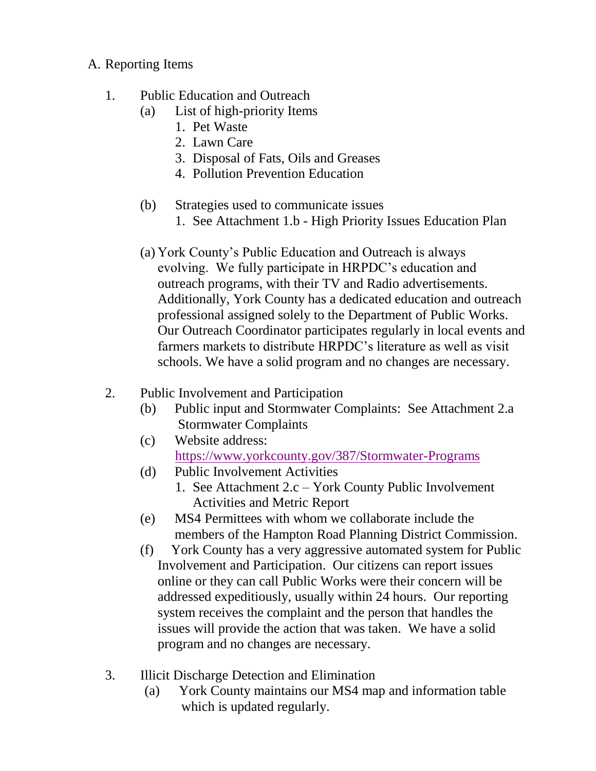A. Reporting Items

1. Public Education and Outreach
   - (a) List of high-priority Items
     1. Pet Waste
     2. Lawn Care
     3. Disposal of Fats, Oils and Greases
     4. Pollution Prevention Education
   - (b) Strategies used to communicate issues
     1. See Attachment 1.b - High Priority Issues Education Plan
   - (a) York County's Public Education and Outreach is always evolving. We fully participate in HRPDC's education and outreach programs, with their TV and Radio advertisements. Additionally, York County has a dedicated education and outreach professional assigned solely to the Department of Public Works. Our Outreach Coordinator participates regularly in local events and farmers markets to distribute HRPDC's literature as well as visit schools. We have a solid program and no changes are necessary.

2. Public Involvement and Participation
   - (b) Public input and Stormwater Complaints: See Attachment 2.a Stormwater Complaints
   - (c) Website address: https://www.yorkcounty.gov/387/Stormwater-Programs
   - (d) Public Involvement Activities
     1. See Attachment 2.c – York County Public Involvement Activities and Metric Report
   - (e) MS4 Permittees with whom we collaborate include the members of the Hampton Road Planning District Commission.
   - (f) York County has a very aggressive automated system for Public Involvement and Participation. Our citizens can report issues online or they can call Public Works were their concern will be addressed expeditiously, usually within 24 hours. Our reporting system receives the complaint and the person that handles the issues will provide the action that was taken. We have a solid program and no changes are necessary.

3. Illicit Discharge Detection and Elimination
   - (a) York County maintains our MS4 map and information table which is updated regularly.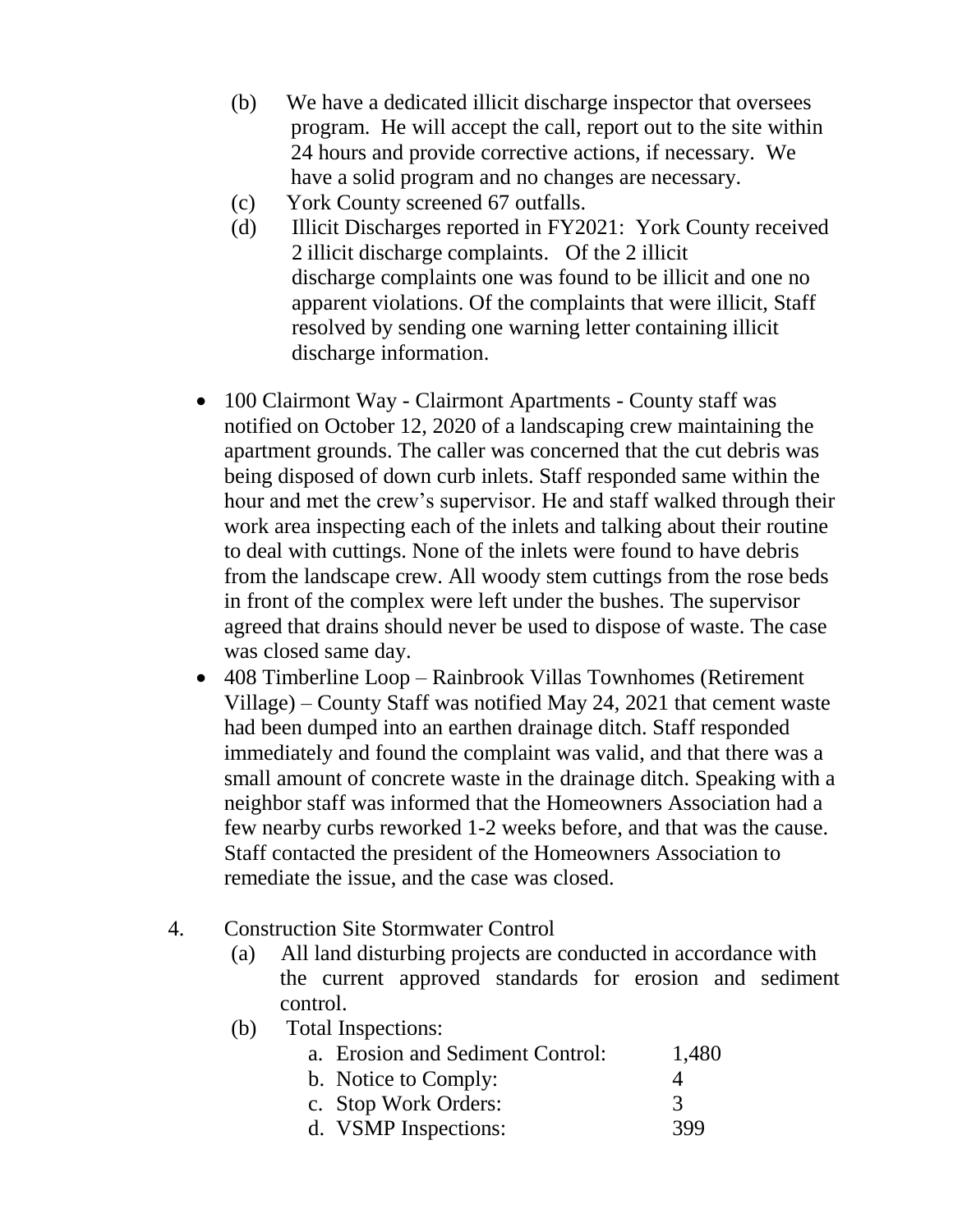(b) We have a dedicated illicit discharge inspector that oversees program. He will accept the call, report out to the site within 24 hours and provide corrective actions, if necessary. We have a solid program and no changes are necessary.

(c) York County screened 67 outfalls.

(d) Illicit Discharges reported in FY2021: York County received 2 illicit discharge complaints. Of the 2 illicit discharge complaints one was found to be illicit and one no apparent violations. Of the complaints that were illicit, Staff resolved by sending one warning letter containing illicit discharge information.

- 100 Clairmont Way - Clairmont Apartments - County staff was notified on October 12, 2020 of a landscaping crew maintaining the apartment grounds. The caller was concerned that the cut debris was being disposed of down curb inlets. Staff responded same within the hour and met the crew's supervisor. He and staff walked through their work area inspecting each of the inlets and talking about their routine to deal with cuttings. None of the inlets were found to have debris from the landscape crew. All woody stem cuttings from the rose beds in front of the complex were left under the bushes. The supervisor agreed that drains should never be used to dispose of waste. The case was closed same day.
- 408 Timberline Loop – Rainbrook Villas Townhomes (Retirement Village) – County Staff was notified May 24, 2021 that cement waste had been dumped into an earthen drainage ditch. Staff responded immediately and found the complaint was valid, and that there was a small amount of concrete waste in the drainage ditch. Speaking with a neighbor staff was informed that the Homeowners Association had a few nearby curbs reworked 1-2 weeks before, and that was the cause. Staff contacted the president of the Homeowners Association to remediate the issue, and the case was closed.

4. Construction Site Stormwater Control

(a) All land disturbing projects are conducted in accordance with the current approved standards for erosion and sediment control.

(b) Total Inspections:

a. Erosion and Sediment Control: 1,480
b. Notice to Comply: 4
c. Stop Work Orders: 3
d. VSMP Inspections: 399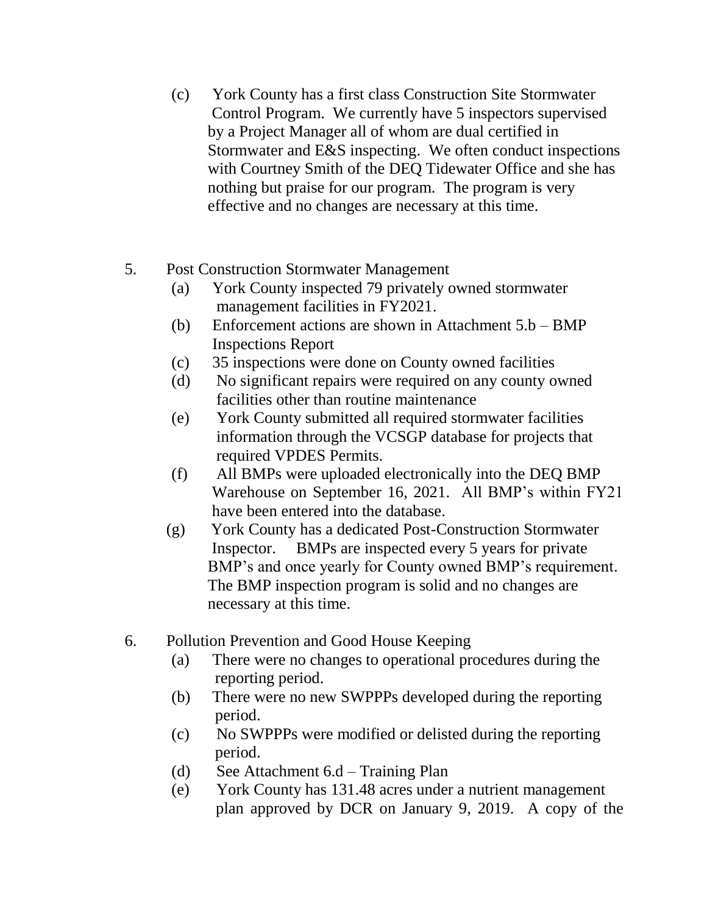(c) York County has a first class Construction Site Stormwater Control Program. We currently have 5 inspectors supervised by a Project Manager all of whom are dual certified in Stormwater and E&S inspecting. We often conduct inspections with Courtney Smith of the DEQ Tidewater Office and she has nothing but praise for our program. The program is very effective and no changes are necessary at this time.

5. Post Construction Stormwater Management
   - (a) York County inspected 79 privately owned stormwater management facilities in FY2021.
   - (b) Enforcement actions are shown in Attachment 5.b – BMP Inspections Report
   - (c) 35 inspections were done on County owned facilities
   - (d) No significant repairs were required on any county owned facilities other than routine maintenance
   - (e) York County submitted all required stormwater facilities information through the VCSGP database for projects that required VPDES Permits.
   - (f) All BMPs were uploaded electronically into the DEQ BMP Warehouse on September 16, 2021. All BMP's within FY21 have been entered into the database.
   - (g) York County has a dedicated Post-Construction Stormwater Inspector. BMPs are inspected every 5 years for private BMP's and once yearly for County owned BMP's requirement. The BMP inspection program is solid and no changes are necessary at this time.

6. Pollution Prevention and Good House Keeping
   - (a) There were no changes to operational procedures during the reporting period.
   - (b) There were no new SWPPPs developed during the reporting period.
   - (c) No SWPPPs were modified or delisted during the reporting period.
   - (d) See Attachment 6.d – Training Plan
   - (e) York County has 131.48 acres under a nutrient management plan approved by DCR on January 9, 2019. A copy of the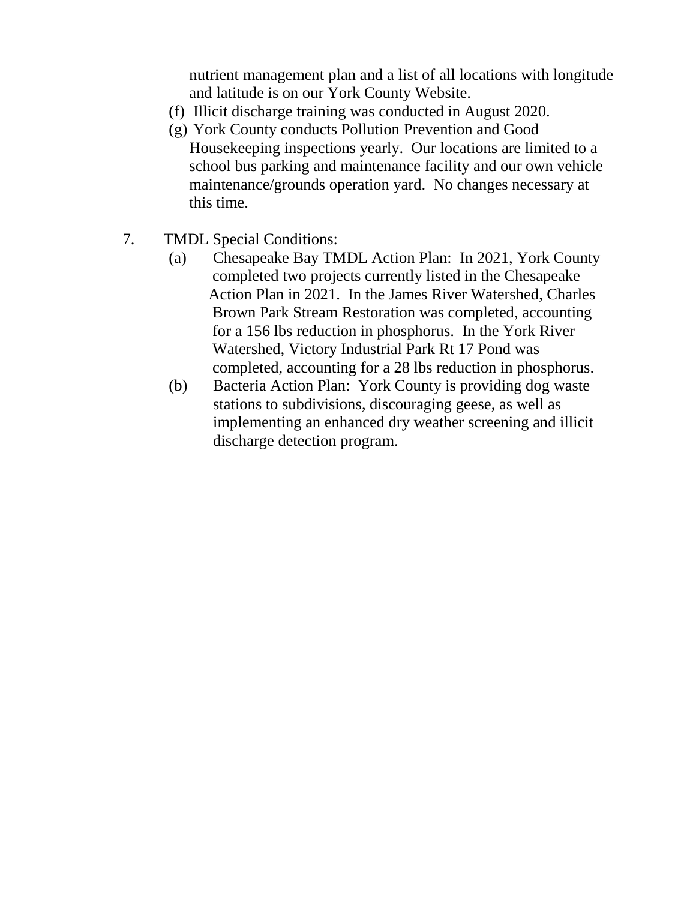nutrient management plan and a list of all locations with longitude and latitude is on our York County Website.

(f) Illicit discharge training was conducted in August 2020.

(g) York County conducts Pollution Prevention and Good Housekeeping inspections yearly. Our locations are limited to a school bus parking and maintenance facility and our own vehicle maintenance/grounds operation yard. No changes necessary at this time.

7. TMDL Special Conditions:

   (a) Chesapeake Bay TMDL Action Plan: In 2021, York County completed two projects currently listed in the Chesapeake Action Plan in 2021. In the James River Watershed, Charles Brown Park Stream Restoration was completed, accounting for a 156 lbs reduction in phosphorus. In the York River Watershed, Victory Industrial Park Rt 17 Pond was completed, accounting for a 28 lbs reduction in phosphorus.

   (b) Bacteria Action Plan: York County is providing dog waste stations to subdivisions, discouraging geese, as well as implementing an enhanced dry weather screening and illicit discharge detection program.